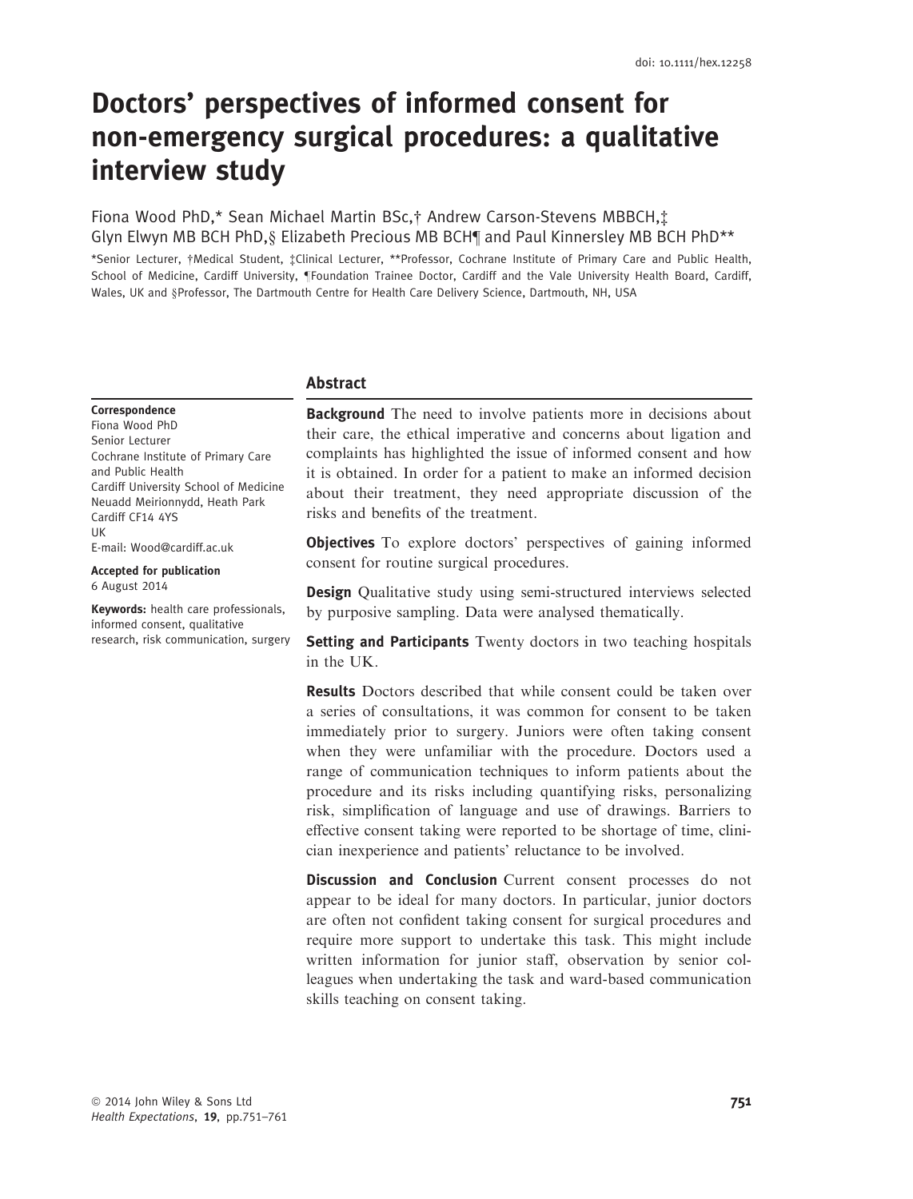doi: 10.1111/hex.12258

# Doctors' perspectives of informed consent for non-emergency surgical procedures: a qualitative interview study

Fiona Wood PhD,* Sean Michael Martin BSc,† Andrew Carson-Stevens MBBCH,‡ Glyn Elwyn MB BCH PhD,§ Elizabeth Precious MB BCH¶ and Paul Kinnersley MB BCH PhD**

*Senior Lecturer, †Medical Student, ‡Clinical Lecturer, **Professor, Cochrane Institute of Primary Care and Public Health, School of Medicine, Cardiff University, ¶Foundation Trainee Doctor, Cardiff and the Vale University Health Board, Cardiff, Wales, UK and §Professor, The Dartmouth Centre for Health Care Delivery Science, Dartmouth, NH, USA

**Correspondence**
Fiona Wood PhD
Senior Lecturer
Cochrane Institute of Primary Care and Public Health
Cardiff University School of Medicine
Neuadd Meirionnydd, Heath Park
Cardiff CF14 4YS
UK
E-mail: Wood@cardiff.ac.uk

**Accepted for publication**
6 August 2014

**Keywords:** health care professionals, informed consent, qualitative research, risk communication, surgery

## Abstract

**Background** The need to involve patients more in decisions about their care, the ethical imperative and concerns about ligation and complaints has highlighted the issue of informed consent and how it is obtained. In order for a patient to make an informed decision about their treatment, they need appropriate discussion of the risks and benefits of the treatment.

**Objectives** To explore doctors' perspectives of gaining informed consent for routine surgical procedures.

**Design** Qualitative study using semi-structured interviews selected by purposive sampling. Data were analysed thematically.

**Setting and Participants** Twenty doctors in two teaching hospitals in the UK.

**Results** Doctors described that while consent could be taken over a series of consultations, it was common for consent to be taken immediately prior to surgery. Juniors were often taking consent when they were unfamiliar with the procedure. Doctors used a range of communication techniques to inform patients about the procedure and its risks including quantifying risks, personalizing risk, simplification of language and use of drawings. Barriers to effective consent taking were reported to be shortage of time, clinician inexperience and patients' reluctance to be involved.

**Discussion and Conclusion** Current consent processes do not appear to be ideal for many doctors. In particular, junior doctors are often not confident taking consent for surgical procedures and require more support to undertake this task. This might include written information for junior staff, observation by senior colleagues when undertaking the task and ward-based communication skills teaching on consent taking.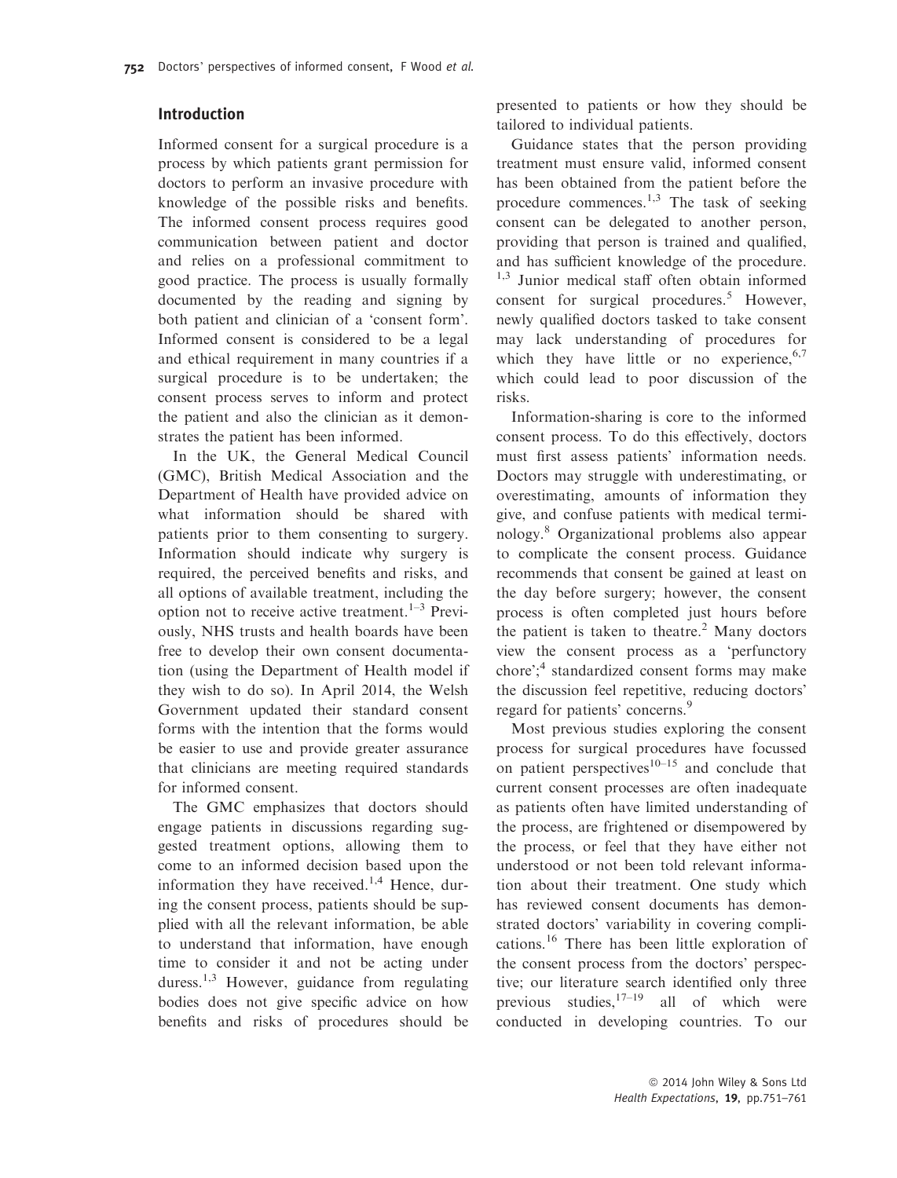## Introduction

Informed consent for a surgical procedure is a process by which patients grant permission for doctors to perform an invasive procedure with knowledge of the possible risks and benefits. The informed consent process requires good communication between patient and doctor and relies on a professional commitment to good practice. The process is usually formally documented by the reading and signing by both patient and clinician of a 'consent form'. Informed consent is considered to be a legal and ethical requirement in many countries if a surgical procedure is to be undertaken; the consent process serves to inform and protect the patient and also the clinician as it demonstrates the patient has been informed.

In the UK, the General Medical Council (GMC), British Medical Association and the Department of Health have provided advice on what information should be shared with patients prior to them consenting to surgery. Information should indicate why surgery is required, the perceived benefits and risks, and all options of available treatment, including the option not to receive active treatment.[1–3] Previously, NHS trusts and health boards have been free to develop their own consent documentation (using the Department of Health model if they wish to do so). In April 2014, the Welsh Government updated their standard consent forms with the intention that the forms would be easier to use and provide greater assurance that clinicians are meeting required standards for informed consent.

The GMC emphasizes that doctors should engage patients in discussions regarding suggested treatment options, allowing them to come to an informed decision based upon the information they have received.[1,4] Hence, during the consent process, patients should be supplied with all the relevant information, be able to understand that information, have enough time to consider it and not be acting under duress.[1,3] However, guidance from regulating bodies does not give specific advice on how benefits and risks of procedures should be presented to patients or how they should be tailored to individual patients.

Guidance states that the person providing treatment must ensure valid, informed consent has been obtained from the patient before the procedure commences.[1,3] The task of seeking consent can be delegated to another person, providing that person is trained and qualified, and has sufficient knowledge of the procedure.[1,3] Junior medical staff often obtain informed consent for surgical procedures.[5] However, newly qualified doctors tasked to take consent may lack understanding of procedures for which they have little or no experience,[6,7] which could lead to poor discussion of the risks.

Information-sharing is core to the informed consent process. To do this effectively, doctors must first assess patients' information needs. Doctors may struggle with underestimating, or overestimating, amounts of information they give, and confuse patients with medical terminology.[8] Organizational problems also appear to complicate the consent process. Guidance recommends that consent be gained at least on the day before surgery; however, the consent process is often completed just hours before the patient is taken to theatre.[2] Many doctors view the consent process as a 'perfunctory chore';[4] standardized consent forms may make the discussion feel repetitive, reducing doctors' regard for patients' concerns.[9]

Most previous studies exploring the consent process for surgical procedures have focussed on patient perspectives[10–15] and conclude that current consent processes are often inadequate as patients often have limited understanding of the process, are frightened or disempowered by the process, or feel that they have either not understood or not been told relevant information about their treatment. One study which has reviewed consent documents has demonstrated doctors' variability in covering complications.[16] There has been little exploration of the consent process from the doctors' perspective; our literature search identified only three previous studies,[17–19] all of which were conducted in developing countries. To our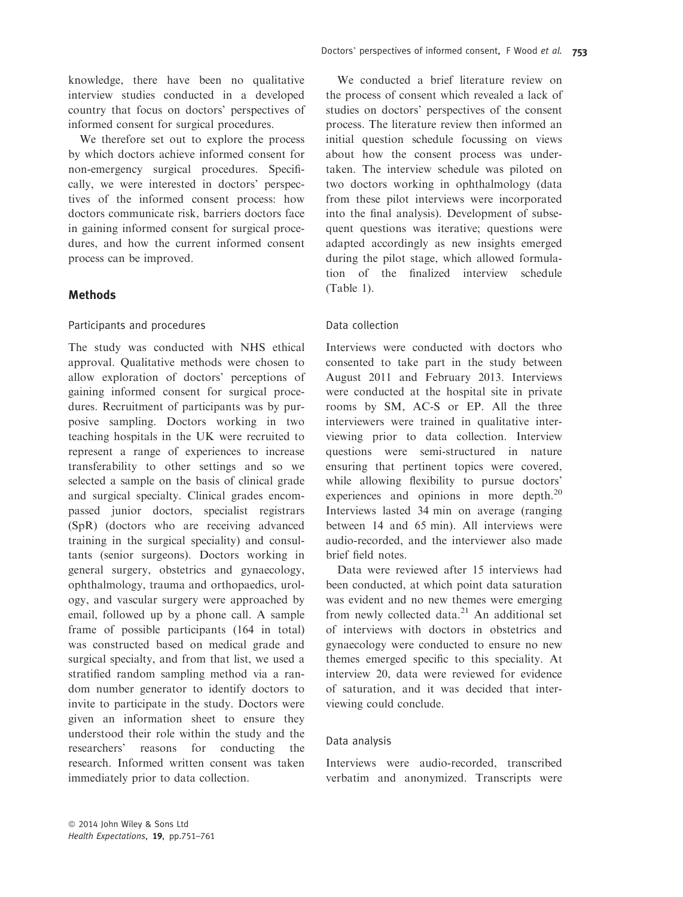knowledge, there have been no qualitative interview studies conducted in a developed country that focus on doctors' perspectives of informed consent for surgical procedures.

We therefore set out to explore the process by which doctors achieve informed consent for non-emergency surgical procedures. Specifically, we were interested in doctors' perspectives of the informed consent process: how doctors communicate risk, barriers doctors face in gaining informed consent for surgical procedures, and how the current informed consent process can be improved.

## Methods

### Participants and procedures

The study was conducted with NHS ethical approval. Qualitative methods were chosen to allow exploration of doctors' perceptions of gaining informed consent for surgical procedures. Recruitment of participants was by purposive sampling. Doctors working in two teaching hospitals in the UK were recruited to represent a range of experiences to increase transferability to other settings and so we selected a sample on the basis of clinical grade and surgical specialty. Clinical grades encompassed junior doctors, specialist registrars (SpR) (doctors who are receiving advanced training in the surgical speciality) and consultants (senior surgeons). Doctors working in general surgery, obstetrics and gynaecology, ophthalmology, trauma and orthopaedics, urology, and vascular surgery were approached by email, followed up by a phone call. A sample frame of possible participants (164 in total) was constructed based on medical grade and surgical specialty, and from that list, we used a stratified random sampling method via a random number generator to identify doctors to invite to participate in the study. Doctors were given an information sheet to ensure they understood their role within the study and the researchers' reasons for conducting the research. Informed written consent was taken immediately prior to data collection.

We conducted a brief literature review on the process of consent which revealed a lack of studies on doctors' perspectives of the consent process. The literature review then informed an initial question schedule focussing on views about how the consent process was undertaken. The interview schedule was piloted on two doctors working in ophthalmology (data from these pilot interviews were incorporated into the final analysis). Development of subsequent questions was iterative; questions were adapted accordingly as new insights emerged during the pilot stage, which allowed formulation of the finalized interview schedule (Table 1).

### Data collection

Interviews were conducted with doctors who consented to take part in the study between August 2011 and February 2013. Interviews were conducted at the hospital site in private rooms by SM, AC-S or EP. All the three interviewers were trained in qualitative interviewing prior to data collection. Interview questions were semi-structured in nature ensuring that pertinent topics were covered, while allowing flexibility to pursue doctors' experiences and opinions in more depth.[20] Interviews lasted 34 min on average (ranging between 14 and 65 min). All interviews were audio-recorded, and the interviewer also made brief field notes.

Data were reviewed after 15 interviews had been conducted, at which point data saturation was evident and no new themes were emerging from newly collected data.[21] An additional set of interviews with doctors in obstetrics and gynaecology were conducted to ensure no new themes emerged specific to this speciality. At interview 20, data were reviewed for evidence of saturation, and it was decided that interviewing could conclude.

### Data analysis

Interviews were audio-recorded, transcribed verbatim and anonymized. Transcripts were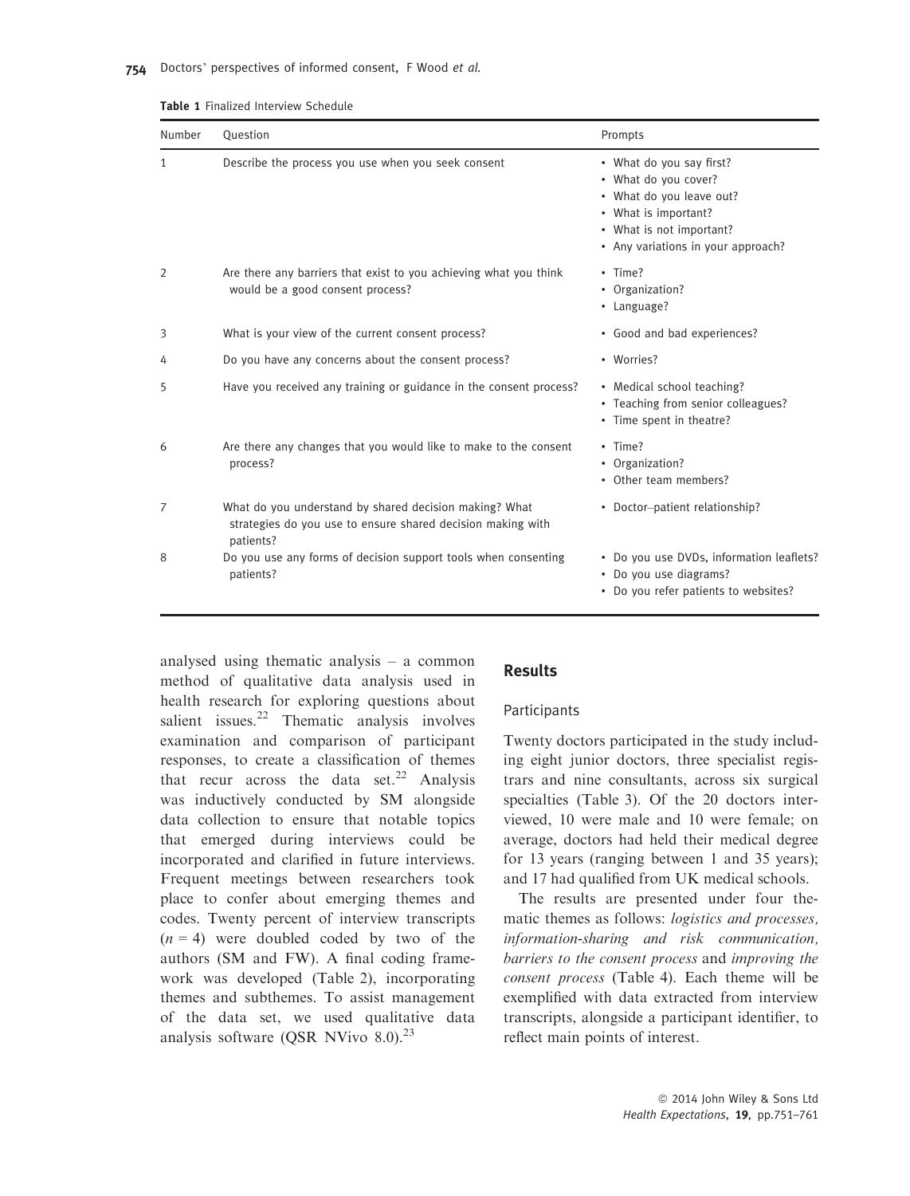**Table 1** Finalized Interview Schedule

| Number | Question | Prompts |
|---|---|---|
| 1 | Describe the process you use when you seek consent | • What do you say first?<br>• What do you cover?<br>• What do you leave out?<br>• What is important?<br>• What is not important?<br>• Any variations in your approach? |
| 2 | Are there any barriers that exist to you achieving what you think would be a good consent process? | • Time?<br>• Organization?<br>• Language? |
| 3 | What is your view of the current consent process? | • Good and bad experiences? |
| 4 | Do you have any concerns about the consent process? | • Worries? |
| 5 | Have you received any training or guidance in the consent process? | • Medical school teaching?<br>• Teaching from senior colleagues?<br>• Time spent in theatre? |
| 6 | Are there any changes that you would like to make to the consent process? | • Time?<br>• Organization?<br>• Other team members? |
| 7 | What do you understand by shared decision making? What strategies do you use to ensure shared decision making with patients? | • Doctor–patient relationship? |
| 8 | Do you use any forms of decision support tools when consenting patients? | • Do you use DVDs, information leaflets?<br>• Do you use diagrams?<br>• Do you refer patients to websites? |

analysed using thematic analysis – a common method of qualitative data analysis used in health research for exploring questions about salient issues.[22] Thematic analysis involves examination and comparison of participant responses, to create a classification of themes that recur across the data set.[22] Analysis was inductively conducted by SM alongside data collection to ensure that notable topics that emerged during interviews could be incorporated and clarified in future interviews. Frequent meetings between researchers took place to confer about emerging themes and codes. Twenty percent of interview transcripts ($n = 4$) were doubled coded by two of the authors (SM and FW). A final coding framework was developed (Table 2), incorporating themes and subthemes. To assist management of the data set, we used qualitative data analysis software (QSR NVivo 8.0).[23]

## Results

### Participants

Twenty doctors participated in the study including eight junior doctors, three specialist registrars and nine consultants, across six surgical specialties (Table 3). Of the 20 doctors interviewed, 10 were male and 10 were female; on average, doctors had held their medical degree for 13 years (ranging between 1 and 35 years); and 17 had qualified from UK medical schools.

The results are presented under four thematic themes as follows: *logistics and processes, information-sharing and risk communication, barriers to the consent process* and *improving the consent process* (Table 4). Each theme will be exemplified with data extracted from interview transcripts, alongside a participant identifier, to reflect main points of interest.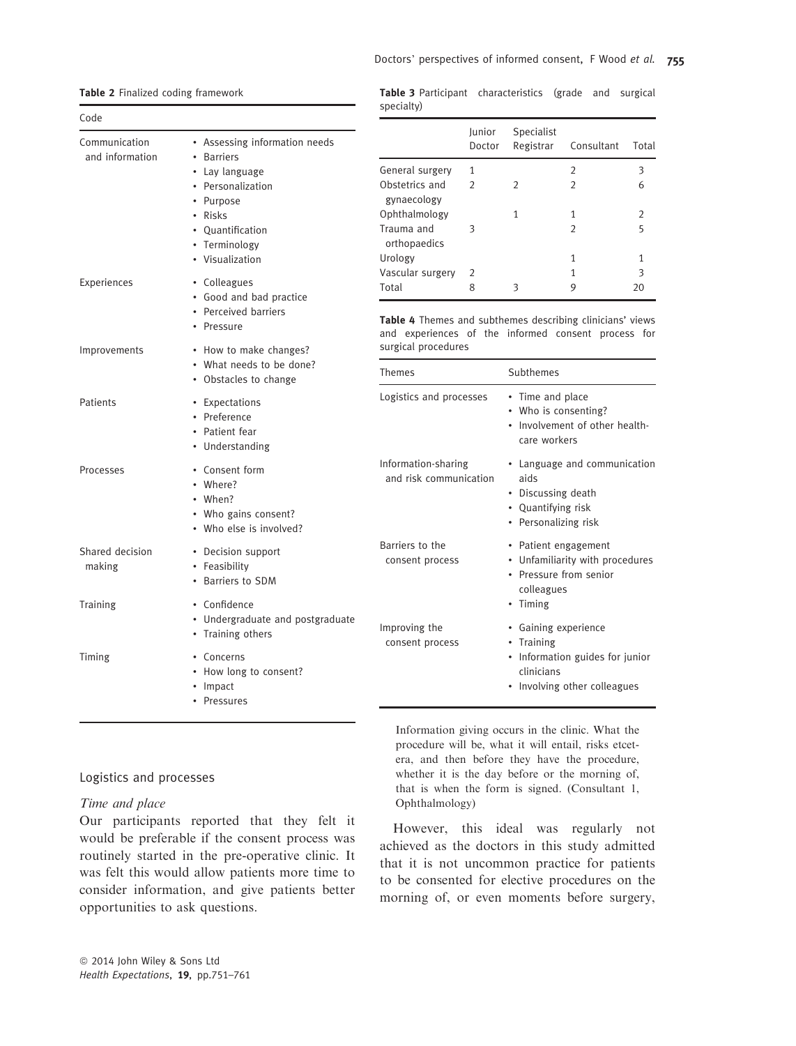**Table 2** Finalized coding framework

| Code | |
|---|---|
| Communication and information | • Assessing information needs<br>• Barriers<br>• Lay language<br>• Personalization<br>• Purpose<br>• Risks<br>• Quantification<br>• Terminology<br>• Visualization |
| Experiences | • Colleagues<br>• Good and bad practice<br>• Perceived barriers<br>• Pressure |
| Improvements | • How to make changes?<br>• What needs to be done?<br>• Obstacles to change |
| Patients | • Expectations<br>• Preference<br>• Patient fear<br>• Understanding |
| Processes | • Consent form<br>• Where?<br>• When?<br>• Who gains consent?<br>• Who else is involved? |
| Shared decision making | • Decision support<br>• Feasibility<br>• Barriers to SDM |
| Training | • Confidence<br>• Undergraduate and postgraduate<br>• Training others |
| Timing | • Concerns<br>• How long to consent?<br>• Impact<br>• Pressures |

**Table 3** Participant characteristics (grade and surgical specialty)

| | Junior Doctor | Specialist Registrar | Consultant | Total |
|---|---|---|---|---|
| General surgery | 1 | | 2 | 3 |
| Obstetrics and gynaecology | 2 | 2 | 2 | 6 |
| Ophthalmology | | 1 | 1 | 2 |
| Trauma and orthopaedics | 3 | | 2 | 5 |
| Urology | | | 1 | 1 |
| Vascular surgery | 2 | | 1 | 3 |
| Total | 8 | 3 | 9 | 20 |

**Table 4** Themes and subthemes describing clinicians' views and experiences of the informed consent process for surgical procedures

| Themes | Subthemes |
|---|---|
| Logistics and processes | • Time and place<br>• Who is consenting?<br>• Involvement of other health-care workers |
| Information-sharing and risk communication | • Language and communication aids<br>• Discussing death<br>• Quantifying risk<br>• Personalizing risk |
| Barriers to the consent process | • Patient engagement<br>• Unfamiliarity with procedures<br>• Pressure from senior colleagues<br>• Timing |
| Improving the consent process | • Gaining experience<br>• Training<br>• Information guides for junior clinicians<br>• Involving other colleagues |

## Logistics and processes

### *Time and place*

Our participants reported that they felt it would be preferable if the consent process was routinely started in the pre-operative clinic. It was felt this would allow patients more time to consider information, and give patients better opportunities to ask questions.

> Information giving occurs in the clinic. What the procedure will be, what it will entail, risks etcetera, and then before they have the procedure, whether it is the day before or the morning of, that is when the form is signed. (Consultant 1, Ophthalmology)

However, this ideal was regularly not achieved as the doctors in this study admitted that it is not uncommon practice for patients to be consented for elective procedures on the morning of, or even moments before surgery,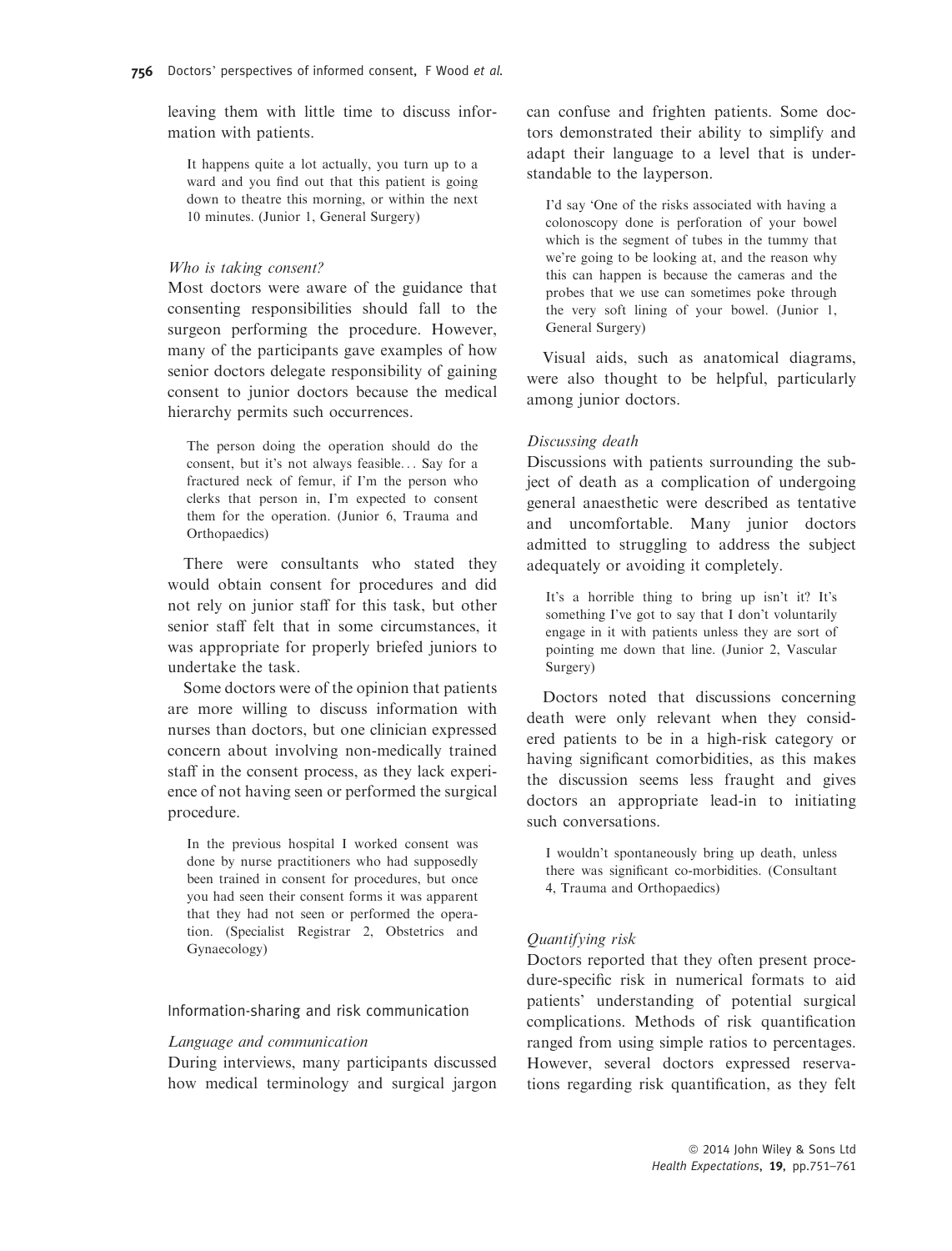leaving them with little time to discuss information with patients.

> It happens quite a lot actually, you turn up to a ward and you find out that this patient is going down to theatre this morning, or within the next 10 minutes. (Junior 1, General Surgery)

*Who is taking consent?*

Most doctors were aware of the guidance that consenting responsibilities should fall to the surgeon performing the procedure. However, many of the participants gave examples of how senior doctors delegate responsibility of gaining consent to junior doctors because the medical hierarchy permits such occurrences.

> The person doing the operation should do the consent, but it's not always feasible... Say for a fractured neck of femur, if I'm the person who clerks that person in, I'm expected to consent them for the operation. (Junior 6, Trauma and Orthopaedics)

There were consultants who stated they would obtain consent for procedures and did not rely on junior staff for this task, but other senior staff felt that in some circumstances, it was appropriate for properly briefed juniors to undertake the task.

Some doctors were of the opinion that patients are more willing to discuss information with nurses than doctors, but one clinician expressed concern about involving non-medically trained staff in the consent process, as they lack experience of not having seen or performed the surgical procedure.

> In the previous hospital I worked consent was done by nurse practitioners who had supposedly been trained in consent for procedures, but once you had seen their consent forms it was apparent that they had not seen or performed the operation. (Specialist Registrar 2, Obstetrics and Gynaecology)

## Information-sharing and risk communication

*Language and communication*

During interviews, many participants discussed how medical terminology and surgical jargon can confuse and frighten patients. Some doctors demonstrated their ability to simplify and adapt their language to a level that is understandable to the layperson.

> I'd say 'One of the risks associated with having a colonoscopy done is perforation of your bowel which is the segment of tubes in the tummy that we're going to be looking at, and the reason why this can happen is because the cameras and the probes that we use can sometimes poke through the very soft lining of your bowel. (Junior 1, General Surgery)

Visual aids, such as anatomical diagrams, were also thought to be helpful, particularly among junior doctors.

*Discussing death*

Discussions with patients surrounding the subject of death as a complication of undergoing general anaesthetic were described as tentative and uncomfortable. Many junior doctors admitted to struggling to address the subject adequately or avoiding it completely.

> It's a horrible thing to bring up isn't it? It's something I've got to say that I don't voluntarily engage in it with patients unless they are sort of pointing me down that line. (Junior 2, Vascular Surgery)

Doctors noted that discussions concerning death were only relevant when they considered patients to be in a high-risk category or having significant comorbidities, as this makes the discussion seems less fraught and gives doctors an appropriate lead-in to initiating such conversations.

> I wouldn't spontaneously bring up death, unless there was significant co-morbidities. (Consultant 4, Trauma and Orthopaedics)

*Quantifying risk*

Doctors reported that they often present procedure-specific risk in numerical formats to aid patients' understanding of potential surgical complications. Methods of risk quantification ranged from using simple ratios to percentages. However, several doctors expressed reservations regarding risk quantification, as they felt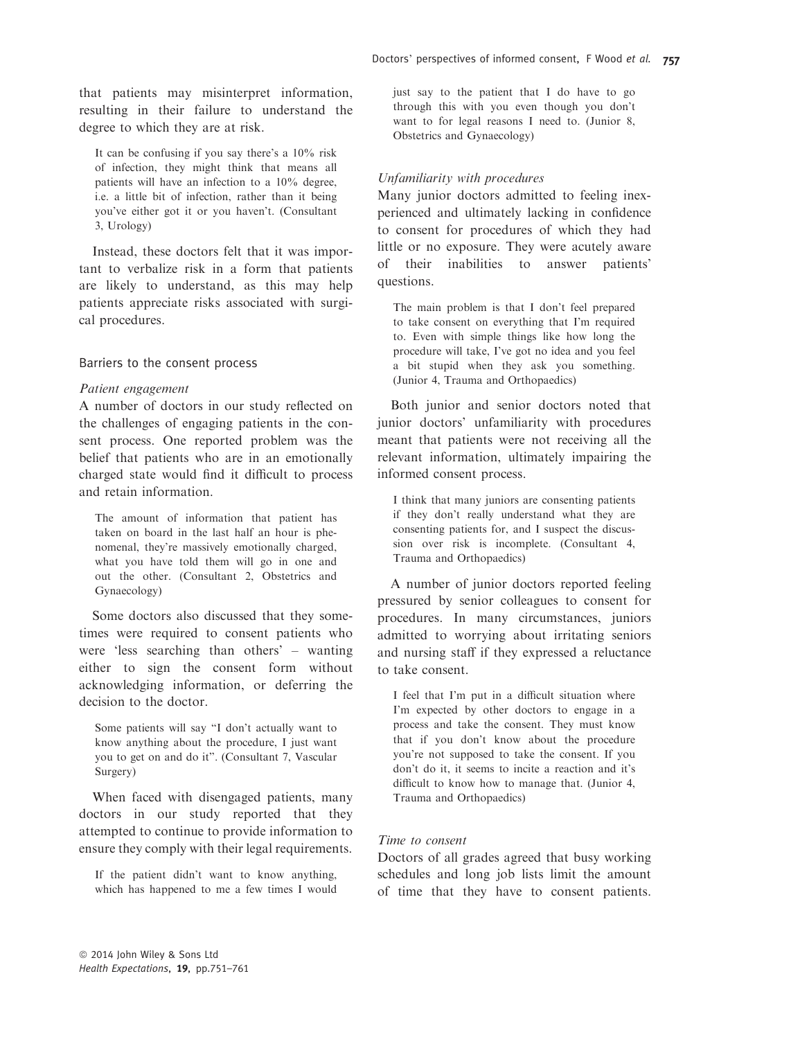that patients may misinterpret information, resulting in their failure to understand the degree to which they are at risk.

> It can be confusing if you say there's a 10% risk of infection, they might think that means all patients will have an infection to a 10% degree, i.e. a little bit of infection, rather than it being you've either got it or you haven't. (Consultant 3, Urology)

Instead, these doctors felt that it was important to verbalize risk in a form that patients are likely to understand, as this may help patients appreciate risks associated with surgical procedures.

### Barriers to the consent process

#### *Patient engagement*

A number of doctors in our study reflected on the challenges of engaging patients in the consent process. One reported problem was the belief that patients who are in an emotionally charged state would find it difficult to process and retain information.

> The amount of information that patient has taken on board in the last half an hour is phenomenal, they're massively emotionally charged, what you have told them will go in one and out the other. (Consultant 2, Obstetrics and Gynaecology)

Some doctors also discussed that they sometimes were required to consent patients who were 'less searching than others' – wanting either to sign the consent form without acknowledging information, or deferring the decision to the doctor.

> Some patients will say "I don't actually want to know anything about the procedure, I just want you to get on and do it". (Consultant 7, Vascular Surgery)

When faced with disengaged patients, many doctors in our study reported that they attempted to continue to provide information to ensure they comply with their legal requirements.

> If the patient didn't want to know anything, which has happened to me a few times I would just say to the patient that I do have to go through this with you even though you don't want to for legal reasons I need to. (Junior 8, Obstetrics and Gynaecology)

#### *Unfamiliarity with procedures*

Many junior doctors admitted to feeling inexperienced and ultimately lacking in confidence to consent for procedures of which they had little or no exposure. They were acutely aware of their inabilities to answer patients' questions.

> The main problem is that I don't feel prepared to take consent on everything that I'm required to. Even with simple things like how long the procedure will take, I've got no idea and you feel a bit stupid when they ask you something. (Junior 4, Trauma and Orthopaedics)

Both junior and senior doctors noted that junior doctors' unfamiliarity with procedures meant that patients were not receiving all the relevant information, ultimately impairing the informed consent process.

> I think that many juniors are consenting patients if they don't really understand what they are consenting patients for, and I suspect the discussion over risk is incomplete. (Consultant 4, Trauma and Orthopaedics)

A number of junior doctors reported feeling pressured by senior colleagues to consent for procedures. In many circumstances, juniors admitted to worrying about irritating seniors and nursing staff if they expressed a reluctance to take consent.

> I feel that I'm put in a difficult situation where I'm expected by other doctors to engage in a process and take the consent. They must know that if you don't know about the procedure you're not supposed to take the consent. If you don't do it, it seems to incite a reaction and it's difficult to know how to manage that. (Junior 4, Trauma and Orthopaedics)

#### *Time to consent*

Doctors of all grades agreed that busy working schedules and long job lists limit the amount of time that they have to consent patients.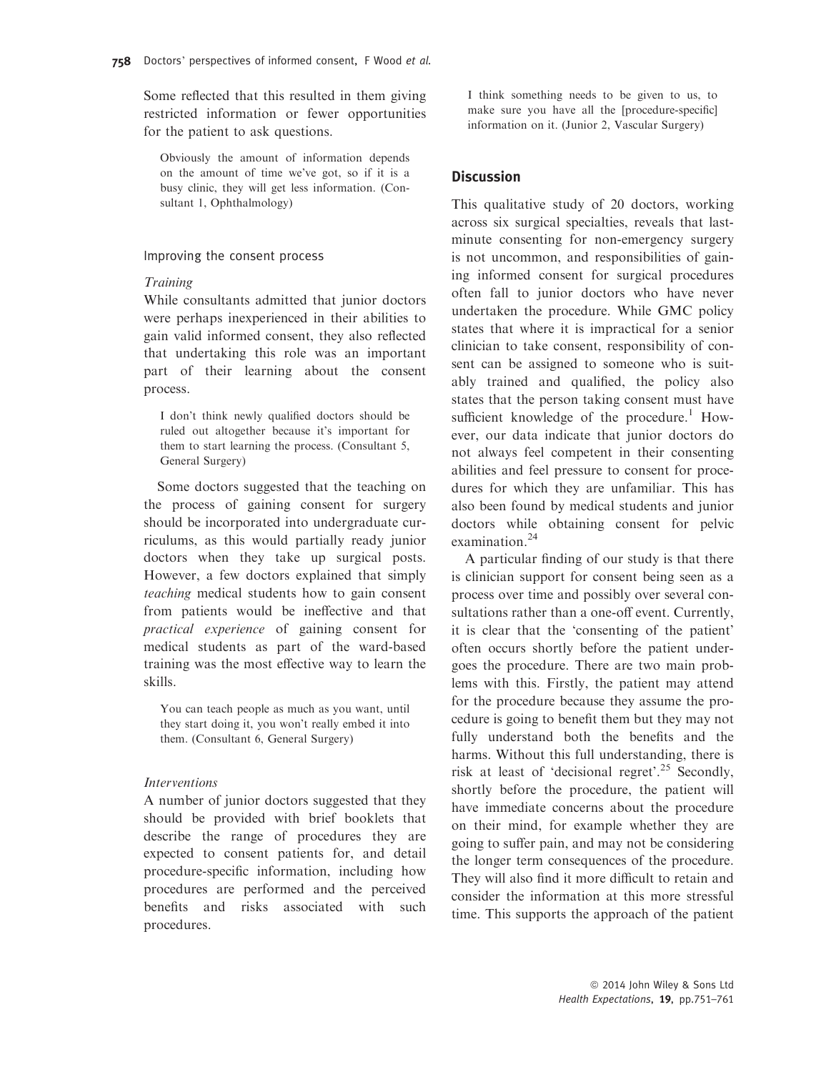Some reflected that this resulted in them giving restricted information or fewer opportunities for the patient to ask questions.

> Obviously the amount of information depends on the amount of time we've got, so if it is a busy clinic, they will get less information. (Consultant 1, Ophthalmology)

### Improving the consent process

#### *Training*

While consultants admitted that junior doctors were perhaps inexperienced in their abilities to gain valid informed consent, they also reflected that undertaking this role was an important part of their learning about the consent process.

> I don't think newly qualified doctors should be ruled out altogether because it's important for them to start learning the process. (Consultant 5, General Surgery)

Some doctors suggested that the teaching on the process of gaining consent for surgery should be incorporated into undergraduate curriculums, as this would partially ready junior doctors when they take up surgical posts. However, a few doctors explained that simply *teaching* medical students how to gain consent from patients would be ineffective and that *practical experience* of gaining consent for medical students as part of the ward-based training was the most effective way to learn the skills.

> You can teach people as much as you want, until they start doing it, you won't really embed it into them. (Consultant 6, General Surgery)

#### *Interventions*

A number of junior doctors suggested that they should be provided with brief booklets that describe the range of procedures they are expected to consent patients for, and detail procedure-specific information, including how procedures are performed and the perceived benefits and risks associated with such procedures.

> I think something needs to be given to us, to make sure you have all the [procedure-specific] information on it. (Junior 2, Vascular Surgery)

## Discussion

This qualitative study of 20 doctors, working across six surgical specialties, reveals that last-minute consenting for non-emergency surgery is not uncommon, and responsibilities of gaining informed consent for surgical procedures often fall to junior doctors who have never undertaken the procedure. While GMC policy states that where it is impractical for a senior clinician to take consent, responsibility of consent can be assigned to someone who is suitably trained and qualified, the policy also states that the person taking consent must have sufficient knowledge of the procedure.[1] However, our data indicate that junior doctors do not always feel competent in their consenting abilities and feel pressure to consent for procedures for which they are unfamiliar. This has also been found by medical students and junior doctors while obtaining consent for pelvic examination.[24]

A particular finding of our study is that there is clinician support for consent being seen as a process over time and possibly over several consultations rather than a one-off event. Currently, it is clear that the 'consenting of the patient' often occurs shortly before the patient undergoes the procedure. There are two main problems with this. Firstly, the patient may attend for the procedure because they assume the procedure is going to benefit them but they may not fully understand both the benefits and the harms. Without this full understanding, there is risk at least of 'decisional regret'.[25] Secondly, shortly before the procedure, the patient will have immediate concerns about the procedure on their mind, for example whether they are going to suffer pain, and may not be considering the longer term consequences of the procedure. They will also find it more difficult to retain and consider the information at this more stressful time. This supports the approach of the patient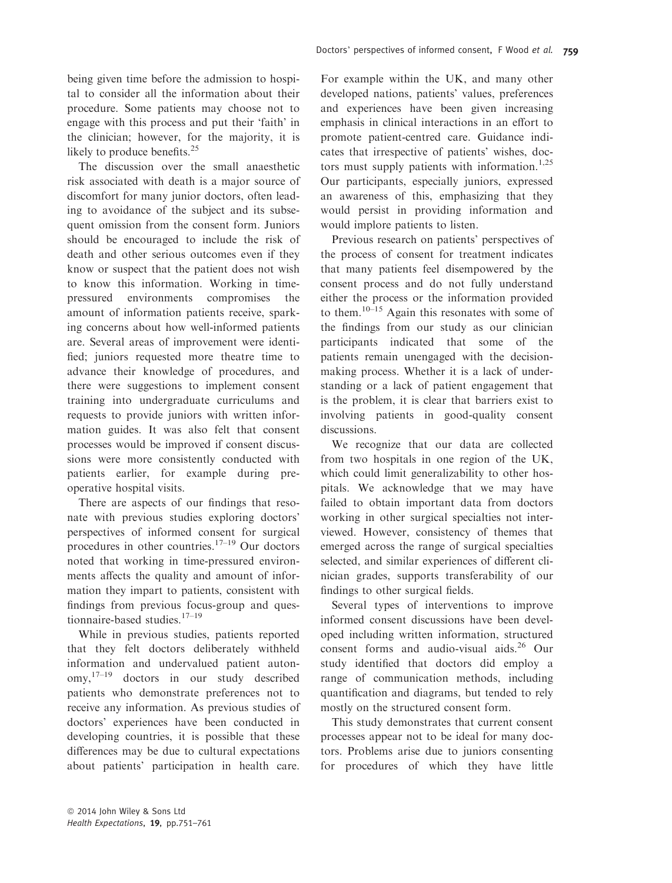being given time before the admission to hospital to consider all the information about their procedure. Some patients may choose not to engage with this process and put their 'faith' in the clinician; however, for the majority, it is likely to produce benefits.[25]

The discussion over the small anaesthetic risk associated with death is a major source of discomfort for many junior doctors, often leading to avoidance of the subject and its subsequent omission from the consent form. Juniors should be encouraged to include the risk of death and other serious outcomes even if they know or suspect that the patient does not wish to know this information. Working in time-pressured environments compromises the amount of information patients receive, sparking concerns about how well-informed patients are. Several areas of improvement were identified; juniors requested more theatre time to advance their knowledge of procedures, and there were suggestions to implement consent training into undergraduate curriculums and requests to provide juniors with written information guides. It was also felt that consent processes would be improved if consent discussions were more consistently conducted with patients earlier, for example during pre-operative hospital visits.

There are aspects of our findings that resonate with previous studies exploring doctors' perspectives of informed consent for surgical procedures in other countries.[17–19] Our doctors noted that working in time-pressured environments affects the quality and amount of information they impart to patients, consistent with findings from previous focus-group and questionnaire-based studies.[17–19]

While in previous studies, patients reported that they felt doctors deliberately withheld information and undervalued patient autonomy,[17–19] doctors in our study described patients who demonstrate preferences not to receive any information. As previous studies of doctors' experiences have been conducted in developing countries, it is possible that these differences may be due to cultural expectations about patients' participation in health care. For example within the UK, and many other developed nations, patients' values, preferences and experiences have been given increasing emphasis in clinical interactions in an effort to promote patient-centred care. Guidance indicates that irrespective of patients' wishes, doctors must supply patients with information.[1,25] Our participants, especially juniors, expressed an awareness of this, emphasizing that they would persist in providing information and would implore patients to listen.

Previous research on patients' perspectives of the process of consent for treatment indicates that many patients feel disempowered by the consent process and do not fully understand either the process or the information provided to them.[10–15] Again this resonates with some of the findings from our study as our clinician participants indicated that some of the patients remain unengaged with the decision-making process. Whether it is a lack of understanding or a lack of patient engagement that is the problem, it is clear that barriers exist to involving patients in good-quality consent discussions.

We recognize that our data are collected from two hospitals in one region of the UK, which could limit generalizability to other hospitals. We acknowledge that we may have failed to obtain important data from doctors working in other surgical specialties not interviewed. However, consistency of themes that emerged across the range of surgical specialties selected, and similar experiences of different clinician grades, supports transferability of our findings to other surgical fields.

Several types of interventions to improve informed consent discussions have been developed including written information, structured consent forms and audio-visual aids.[26] Our study identified that doctors did employ a range of communication methods, including quantification and diagrams, but tended to rely mostly on the structured consent form.

This study demonstrates that current consent processes appear not to be ideal for many doctors. Problems arise due to juniors consenting for procedures of which they have little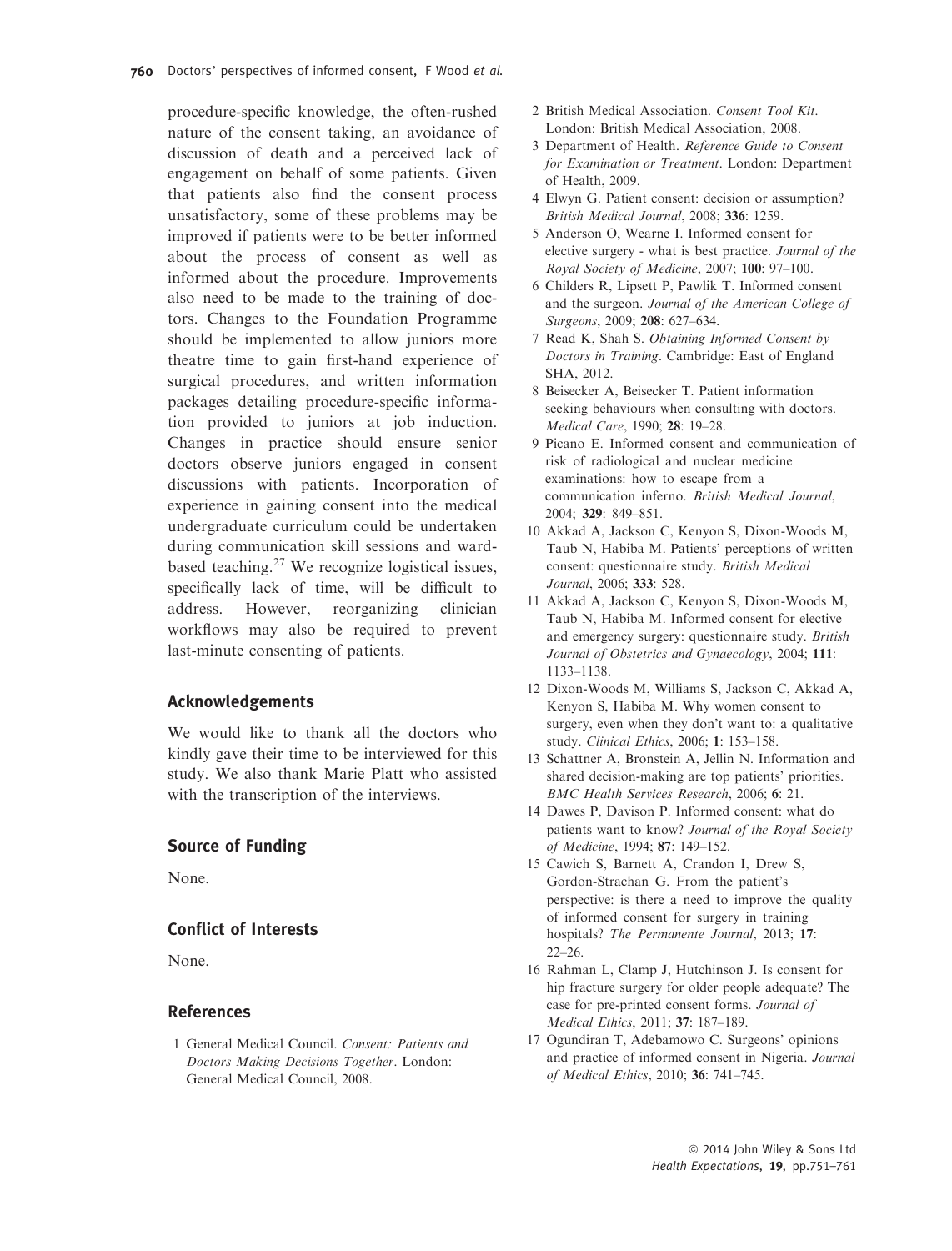procedure-specific knowledge, the often-rushed nature of the consent taking, an avoidance of discussion of death and a perceived lack of engagement on behalf of some patients. Given that patients also find the consent process unsatisfactory, some of these problems may be improved if patients were to be better informed about the process of consent as well as informed about the procedure. Improvements also need to be made to the training of doctors. Changes to the Foundation Programme should be implemented to allow juniors more theatre time to gain first-hand experience of surgical procedures, and written information packages detailing procedure-specific information provided to juniors at job induction. Changes in practice should ensure senior doctors observe juniors engaged in consent discussions with patients. Incorporation of experience in gaining consent into the medical undergraduate curriculum could be undertaken during communication skill sessions and ward-based teaching.[27] We recognize logistical issues, specifically lack of time, will be difficult to address. However, reorganizing clinician workflows may also be required to prevent last-minute consenting of patients.

## Acknowledgements

We would like to thank all the doctors who kindly gave their time to be interviewed for this study. We also thank Marie Platt who assisted with the transcription of the interviews.

## Source of Funding

None.

## Conflict of Interests

None.

## References

1 General Medical Council. *Consent: Patients and Doctors Making Decisions Together*. London: General Medical Council, 2008.

2 British Medical Association. *Consent Tool Kit*. London: British Medical Association, 2008.

3 Department of Health. *Reference Guide to Consent for Examination or Treatment*. London: Department of Health, 2009.

4 Elwyn G. Patient consent: decision or assumption? *British Medical Journal*, 2008; **336**: 1259.

5 Anderson O, Wearne I. Informed consent for elective surgery - what is best practice. *Journal of the Royal Society of Medicine*, 2007; **100**: 97–100.

6 Childers R, Lipsett P, Pawlik T. Informed consent and the surgeon. *Journal of the American College of Surgeons*, 2009; **208**: 627–634.

7 Read K, Shah S. *Obtaining Informed Consent by Doctors in Training*. Cambridge: East of England SHA, 2012.

8 Beisecker A, Beisecker T. Patient information seeking behaviours when consulting with doctors. *Medical Care*, 1990; **28**: 19–28.

9 Picano E. Informed consent and communication of risk of radiological and nuclear medicine examinations: how to escape from a communication inferno. *British Medical Journal*, 2004; **329**: 849–851.

10 Akkad A, Jackson C, Kenyon S, Dixon-Woods M, Taub N, Habiba M. Patients' perceptions of written consent: questionnaire study. *British Medical Journal*, 2006; **333**: 528.

11 Akkad A, Jackson C, Kenyon S, Dixon-Woods M, Taub N, Habiba M. Informed consent for elective and emergency surgery: questionnaire study. *British Journal of Obstetrics and Gynaecology*, 2004; **111**: 1133–1138.

12 Dixon-Woods M, Williams S, Jackson C, Akkad A, Kenyon S, Habiba M. Why women consent to surgery, even when they don't want to: a qualitative study. *Clinical Ethics*, 2006; **1**: 153–158.

13 Schattner A, Bronstein A, Jellin N. Information and shared decision-making are top patients' priorities. *BMC Health Services Research*, 2006; **6**: 21.

14 Dawes P, Davison P. Informed consent: what do patients want to know? *Journal of the Royal Society of Medicine*, 1994; **87**: 149–152.

15 Cawich S, Barnett A, Crandon I, Drew S, Gordon-Strachan G. From the patient's perspective: is there a need to improve the quality of informed consent for surgery in training hospitals? *The Permanente Journal*, 2013; **17**: 22–26.

16 Rahman L, Clamp J, Hutchinson J. Is consent for hip fracture surgery for older people adequate? The case for pre-printed consent forms. *Journal of Medical Ethics*, 2011; **37**: 187–189.

17 Ogundiran T, Adebamowo C. Surgeons' opinions and practice of informed consent in Nigeria. *Journal of Medical Ethics*, 2010; **36**: 741–745.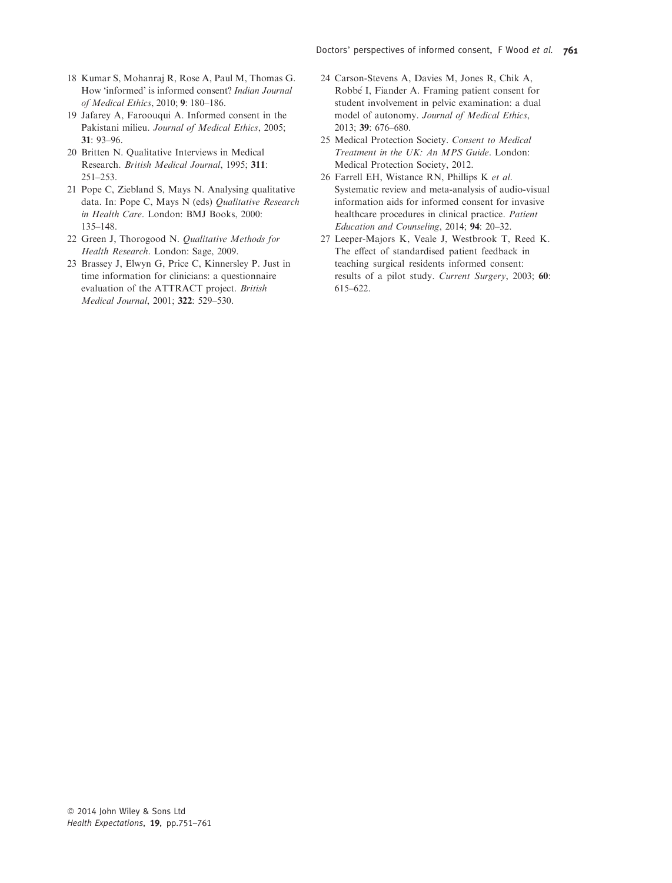18 Kumar S, Mohanraj R, Rose A, Paul M, Thomas G. How 'informed' is informed consent? *Indian Journal of Medical Ethics*, 2010; **9**: 180–186.

19 Jafarey A, Faroouqui A. Informed consent in the Pakistani milieu. *Journal of Medical Ethics*, 2005; **31**: 93–96.

20 Britten N. Qualitative Interviews in Medical Research. *British Medical Journal*, 1995; **311**: 251–253.

21 Pope C, Ziebland S, Mays N. Analysing qualitative data. In: Pope C, Mays N (eds) *Qualitative Research in Health Care*. London: BMJ Books, 2000: 135–148.

22 Green J, Thorogood N. *Qualitative Methods for Health Research*. London: Sage, 2009.

23 Brassey J, Elwyn G, Price C, Kinnersley P. Just in time information for clinicians: a questionnaire evaluation of the ATTRACT project. *British Medical Journal*, 2001; **322**: 529–530.

24 Carson-Stevens A, Davies M, Jones R, Chik A, Robbé I, Fiander A. Framing patient consent for student involvement in pelvic examination: a dual model of autonomy. *Journal of Medical Ethics*, 2013; **39**: 676–680.

25 Medical Protection Society. *Consent to Medical Treatment in the UK: An MPS Guide*. London: Medical Protection Society, 2012.

26 Farrell EH, Wistance RN, Phillips K *et al*. Systematic review and meta-analysis of audio-visual information aids for informed consent for invasive healthcare procedures in clinical practice. *Patient Education and Counseling*, 2014; **94**: 20–32.

27 Leeper-Majors K, Veale J, Westbrook T, Reed K. The effect of standardised patient feedback in teaching surgical residents informed consent: results of a pilot study. *Current Surgery*, 2003; **60**: 615–622.